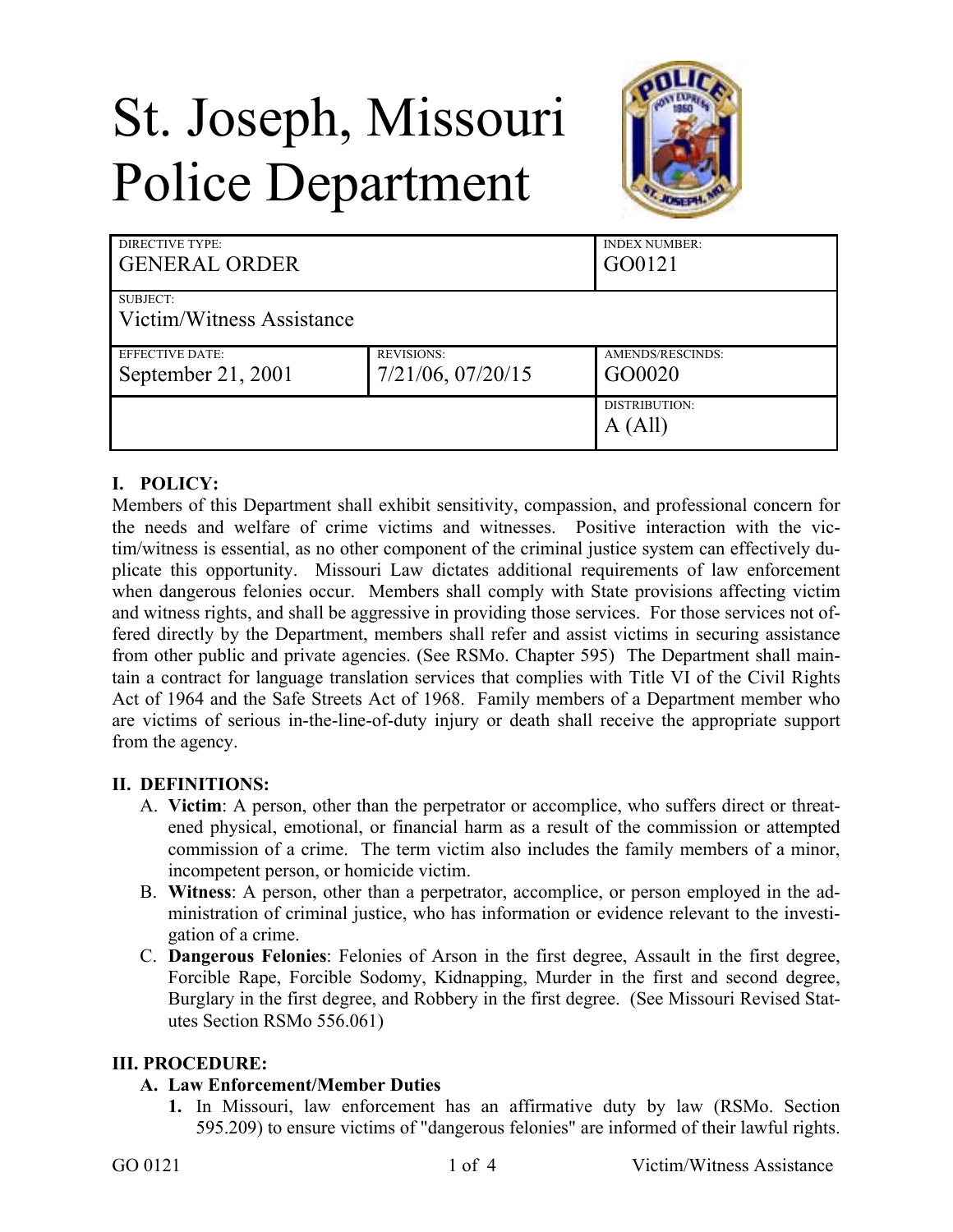# St. Joseph, Missouri Police Department

| DIRECTIVE TYPE: GENERAL ORDER | | INDEX NUMBER: GO0121 |
|---|---|---|
| SUBJECT: Victim/Witness Assistance | | |
| EFFECTIVE DATE: September 21, 2001 | REVISIONS: 7/21/06, 07/20/15 | AMENDS/RESCINDS: GO0020 |
| | | DISTRIBUTION: A (All) |

## I. POLICY:

Members of this Department shall exhibit sensitivity, compassion, and professional concern for the needs and welfare of crime victims and witnesses. Positive interaction with the victim/witness is essential, as no other component of the criminal justice system can effectively duplicate this opportunity. Missouri Law dictates additional requirements of law enforcement when dangerous felonies occur. Members shall comply with State provisions affecting victim and witness rights, and shall be aggressive in providing those services. For those services not offered directly by the Department, members shall refer and assist victims in securing assistance from other public and private agencies. (See RSMo. Chapter 595) The Department shall maintain a contract for language translation services that complies with Title VI of the Civil Rights Act of 1964 and the Safe Streets Act of 1968. Family members of a Department member who are victims of serious in-the-line-of-duty injury or death shall receive the appropriate support from the agency.

## II. DEFINITIONS:

A. **Victim**: A person, other than the perpetrator or accomplice, who suffers direct or threatened physical, emotional, or financial harm as a result of the commission or attempted commission of a crime. The term victim also includes the family members of a minor, incompetent person, or homicide victim.

B. **Witness**: A person, other than a perpetrator, accomplice, or person employed in the administration of criminal justice, who has information or evidence relevant to the investigation of a crime.

C. **Dangerous Felonies**: Felonies of Arson in the first degree, Assault in the first degree, Forcible Rape, Forcible Sodomy, Kidnapping, Murder in the first and second degree, Burglary in the first degree, and Robbery in the first degree. (See Missouri Revised Statutes Section RSMo 556.061)

## III. PROCEDURE:

### A. Law Enforcement/Member Duties

1. In Missouri, law enforcement has an affirmative duty by law (RSMo. Section 595.209) to ensure victims of "dangerous felonies" are informed of their lawful rights.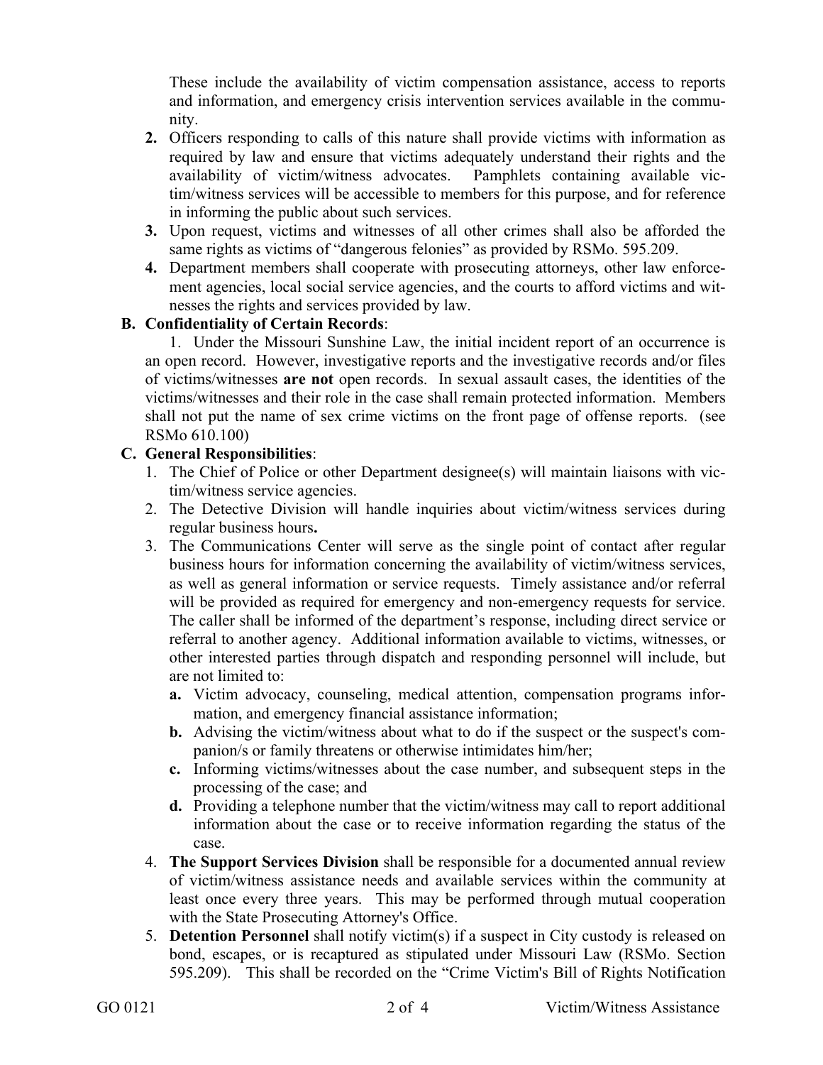These include the availability of victim compensation assistance, access to reports and information, and emergency crisis intervention services available in the community.

2. Officers responding to calls of this nature shall provide victims with information as required by law and ensure that victims adequately understand their rights and the availability of victim/witness advocates. Pamphlets containing available victim/witness services will be accessible to members for this purpose, and for reference in informing the public about such services.
3. Upon request, victims and witnesses of all other crimes shall also be afforded the same rights as victims of "dangerous felonies" as provided by RSMo. 595.209.
4. Department members shall cooperate with prosecuting attorneys, other law enforcement agencies, local social service agencies, and the courts to afford victims and witnesses the rights and services provided by law.

**B. Confidentiality of Certain Records**:

1. Under the Missouri Sunshine Law, the initial incident report of an occurrence is an open record. However, investigative reports and the investigative records and/or files of victims/witnesses **are not** open records. In sexual assault cases, the identities of the victims/witnesses and their role in the case shall remain protected information. Members shall not put the name of sex crime victims on the front page of offense reports. (see RSMo 610.100)

**C. General Responsibilities**:

1. The Chief of Police or other Department designee(s) will maintain liaisons with victim/witness service agencies.
2. The Detective Division will handle inquiries about victim/witness services during regular business hours**.**
3. The Communications Center will serve as the single point of contact after regular business hours for information concerning the availability of victim/witness services, as well as general information or service requests. Timely assistance and/or referral will be provided as required for emergency and non-emergency requests for service. The caller shall be informed of the department's response, including direct service or referral to another agency. Additional information available to victims, witnesses, or other interested parties through dispatch and responding personnel will include, but are not limited to:
   - **a.** Victim advocacy, counseling, medical attention, compensation programs information, and emergency financial assistance information;
   - **b.** Advising the victim/witness about what to do if the suspect or the suspect's companion/s or family threatens or otherwise intimidates him/her;
   - **c.** Informing victims/witnesses about the case number, and subsequent steps in the processing of the case; and
   - **d.** Providing a telephone number that the victim/witness may call to report additional information about the case or to receive information regarding the status of the case.
4. **The Support Services Division** shall be responsible for a documented annual review of victim/witness assistance needs and available services within the community at least once every three years. This may be performed through mutual cooperation with the State Prosecuting Attorney's Office.
5. **Detention Personnel** shall notify victim(s) if a suspect in City custody is released on bond, escapes, or is recaptured as stipulated under Missouri Law (RSMo. Section 595.209). This shall be recorded on the "Crime Victim's Bill of Rights Notification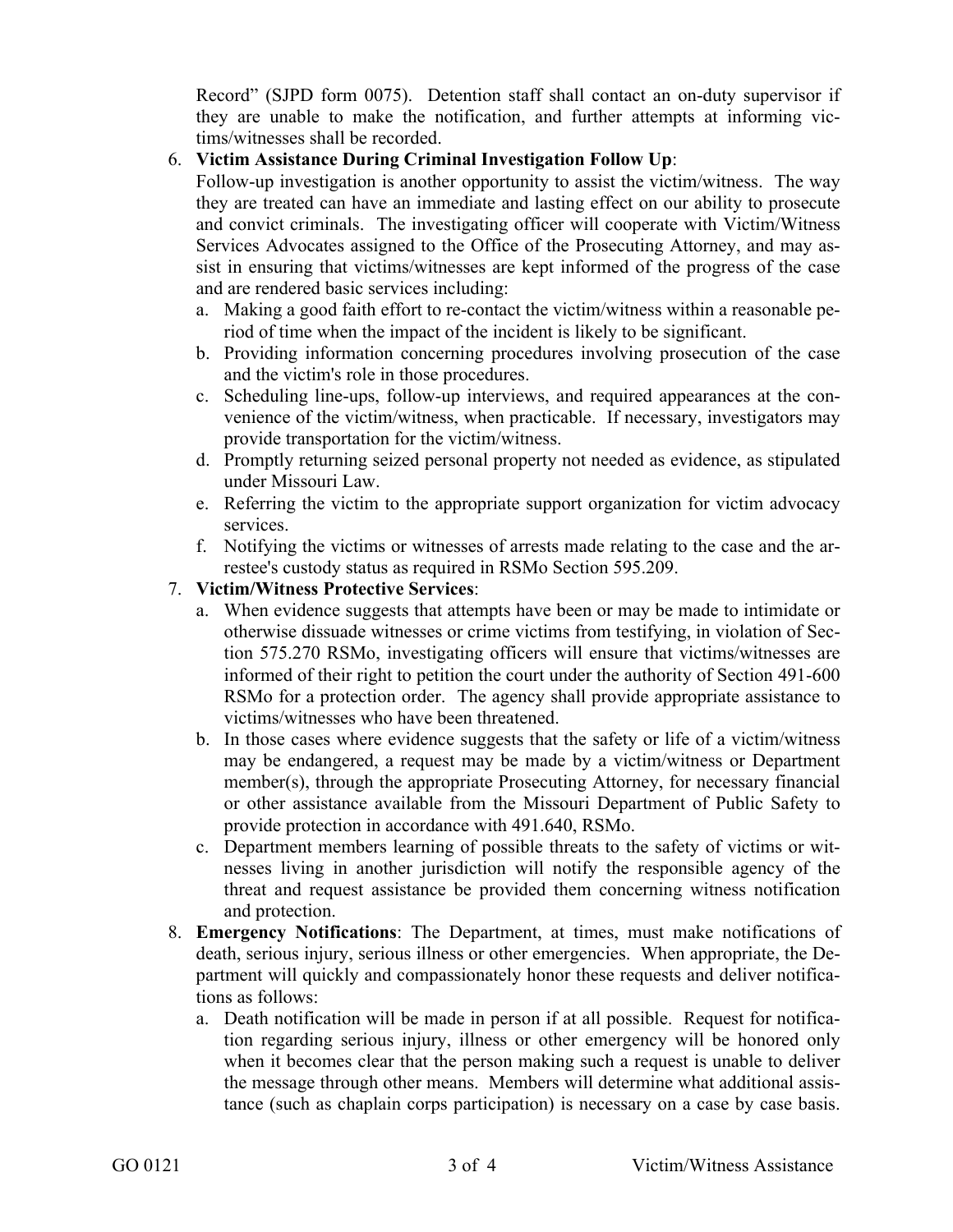Record" (SJPD form 0075). Detention staff shall contact an on-duty supervisor if they are unable to make the notification, and further attempts at informing victims/witnesses shall be recorded.

6. **Victim Assistance During Criminal Investigation Follow Up**:
   Follow-up investigation is another opportunity to assist the victim/witness. The way they are treated can have an immediate and lasting effect on our ability to prosecute and convict criminals. The investigating officer will cooperate with Victim/Witness Services Advocates assigned to the Office of the Prosecuting Attorney, and may assist in ensuring that victims/witnesses are kept informed of the progress of the case and are rendered basic services including:
   a. Making a good faith effort to re-contact the victim/witness within a reasonable period of time when the impact of the incident is likely to be significant.
   b. Providing information concerning procedures involving prosecution of the case and the victim's role in those procedures.
   c. Scheduling line-ups, follow-up interviews, and required appearances at the convenience of the victim/witness, when practicable. If necessary, investigators may provide transportation for the victim/witness.
   d. Promptly returning seized personal property not needed as evidence, as stipulated under Missouri Law.
   e. Referring the victim to the appropriate support organization for victim advocacy services.
   f. Notifying the victims or witnesses of arrests made relating to the case and the arrestee's custody status as required in RSMo Section 595.209.
7. **Victim/Witness Protective Services**:
   a. When evidence suggests that attempts have been or may be made to intimidate or otherwise dissuade witnesses or crime victims from testifying, in violation of Section 575.270 RSMo, investigating officers will ensure that victims/witnesses are informed of their right to petition the court under the authority of Section 491-600 RSMo for a protection order. The agency shall provide appropriate assistance to victims/witnesses who have been threatened.
   b. In those cases where evidence suggests that the safety or life of a victim/witness may be endangered, a request may be made by a victim/witness or Department member(s), through the appropriate Prosecuting Attorney, for necessary financial or other assistance available from the Missouri Department of Public Safety to provide protection in accordance with 491.640, RSMo.
   c. Department members learning of possible threats to the safety of victims or witnesses living in another jurisdiction will notify the responsible agency of the threat and request assistance be provided them concerning witness notification and protection.
8. **Emergency Notifications**: The Department, at times, must make notifications of death, serious injury, serious illness or other emergencies. When appropriate, the Department will quickly and compassionately honor these requests and deliver notifications as follows:
   a. Death notification will be made in person if at all possible. Request for notification regarding serious injury, illness or other emergency will be honored only when it becomes clear that the person making such a request is unable to deliver the message through other means. Members will determine what additional assistance (such as chaplain corps participation) is necessary on a case by case basis.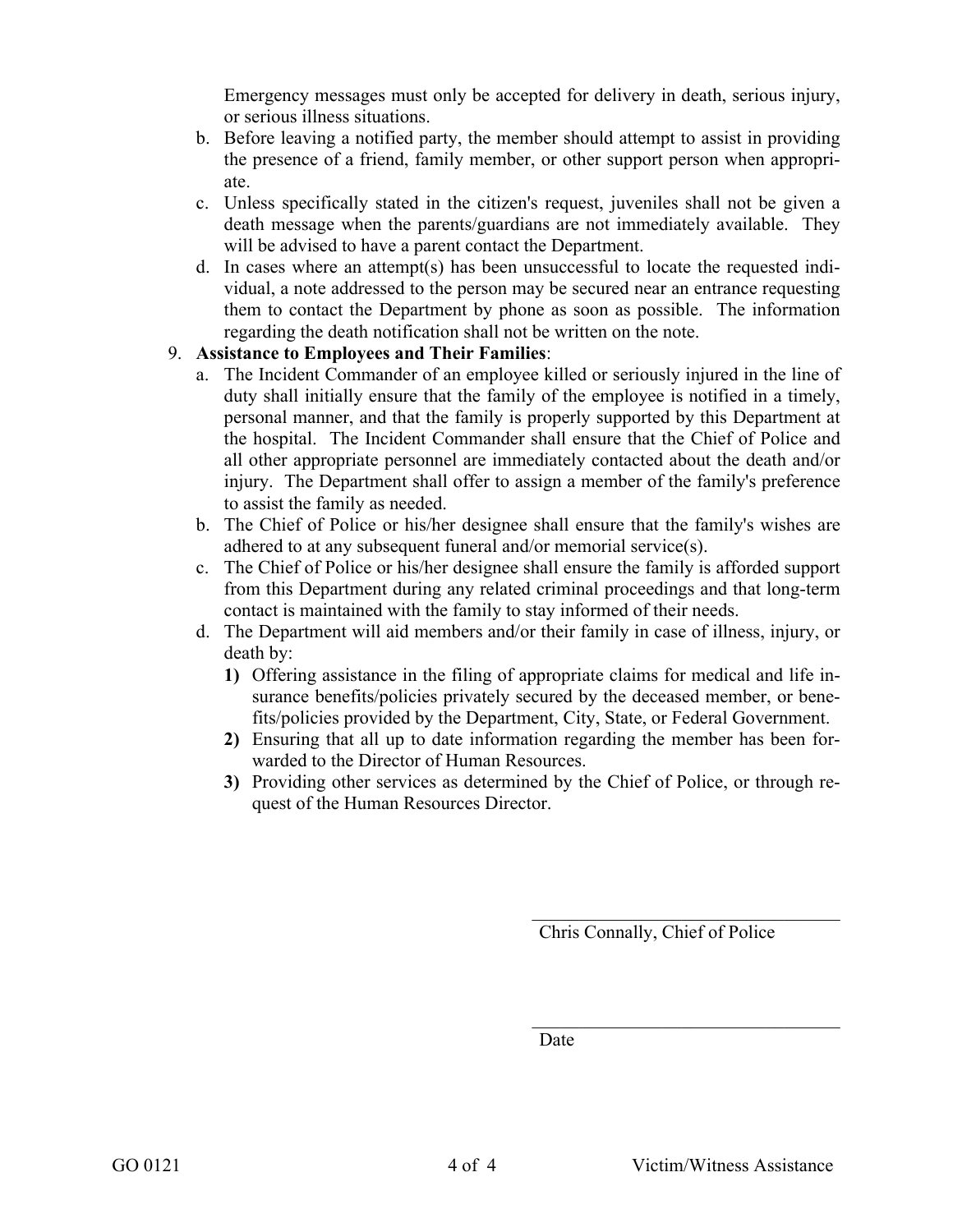Emergency messages must only be accepted for delivery in death, serious injury, or serious illness situations.

b. Before leaving a notified party, the member should attempt to assist in providing the presence of a friend, family member, or other support person when appropriate.

c. Unless specifically stated in the citizen's request, juveniles shall not be given a death message when the parents/guardians are not immediately available. They will be advised to have a parent contact the Department.

d. In cases where an attempt(s) has been unsuccessful to locate the requested individual, a note addressed to the person may be secured near an entrance requesting them to contact the Department by phone as soon as possible. The information regarding the death notification shall not be written on the note.

9. **Assistance to Employees and Their Families**:

   a. The Incident Commander of an employee killed or seriously injured in the line of duty shall initially ensure that the family of the employee is notified in a timely, personal manner, and that the family is properly supported by this Department at the hospital. The Incident Commander shall ensure that the Chief of Police and all other appropriate personnel are immediately contacted about the death and/or injury. The Department shall offer to assign a member of the family's preference to assist the family as needed.

   b. The Chief of Police or his/her designee shall ensure that the family's wishes are adhered to at any subsequent funeral and/or memorial service(s).

   c. The Chief of Police or his/her designee shall ensure the family is afforded support from this Department during any related criminal proceedings and that long-term contact is maintained with the family to stay informed of their needs.

   d. The Department will aid members and/or their family in case of illness, injury, or death by:

      **1)** Offering assistance in the filing of appropriate claims for medical and life insurance benefits/policies privately secured by the deceased member, or benefits/policies provided by the Department, City, State, or Federal Government.

      **2)** Ensuring that all up to date information regarding the member has been forwarded to the Director of Human Resources.

      **3)** Providing other services as determined by the Chief of Police, or through request of the Human Resources Director.

\_\_\_\_\_\_\_\_\_\_\_\_\_\_\_\_\_\_\_\_\_\_\_\_\_\_\_\_\_\_\_\_

Chris Connally, Chief of Police

\_\_\_\_\_\_\_\_\_\_\_\_\_\_\_\_\_\_\_\_\_\_\_\_\_\_\_\_\_\_\_\_

Date